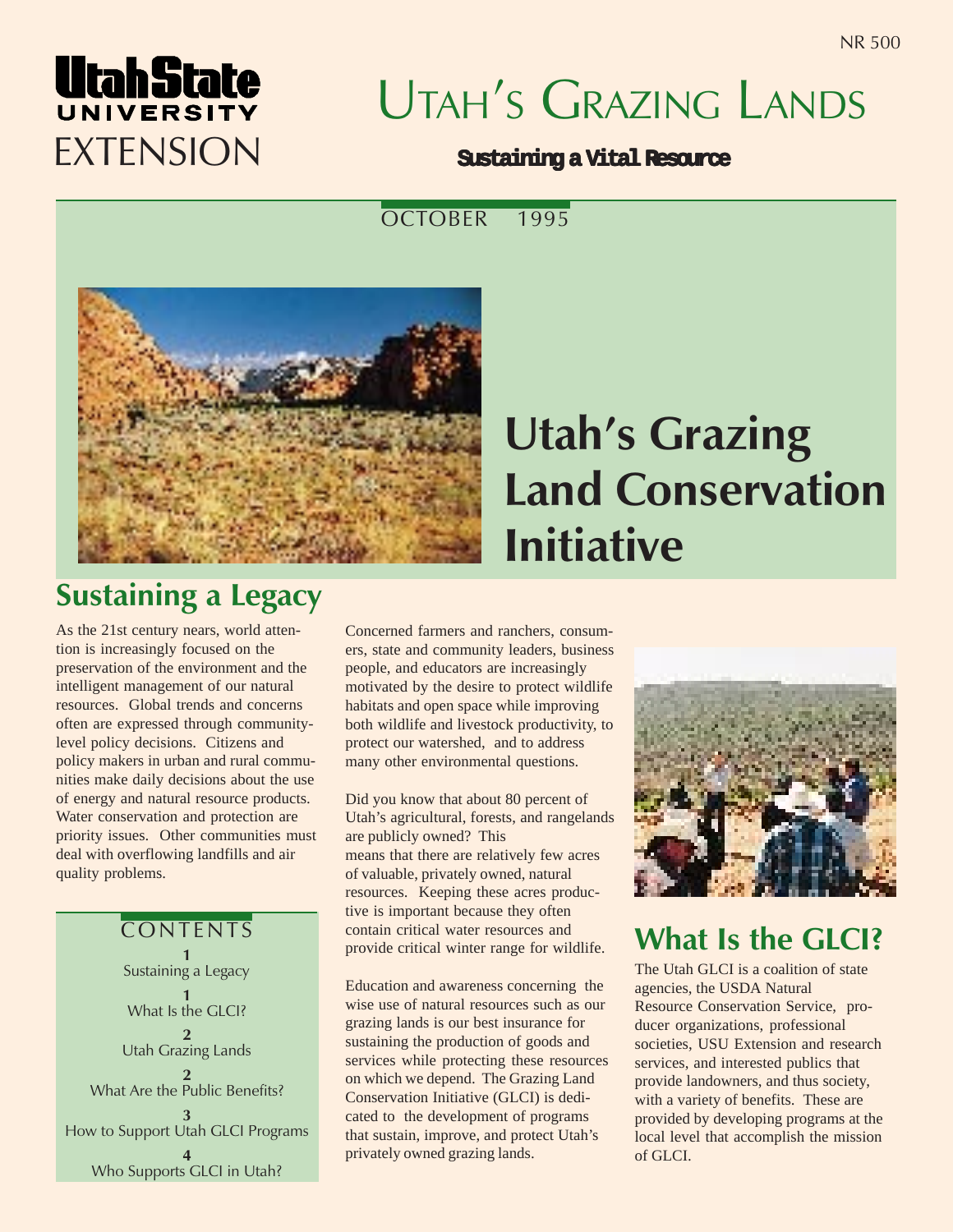NR 500

Utah State University EXTENSION

# Utah's Grazing Lands

**Sustaining a Vital Resource**

OCTOBER 1995

# Utah's Grazing Land Conservation Initiative

## Sustaining a Legacy

As the 21st century nears, world attention is increasingly focused on the preservation of the environment and the intelligent management of our natural resources. Global trends and concerns often are expressed through community-level policy decisions. Citizens and policy makers in urban and rural communities make daily decisions about the use of energy and natural resource products. Water conservation and protection are priority issues. Other communities must deal with overflowing landfills and air quality problems.

Concerned farmers and ranchers, consumers, state and community leaders, business people, and educators are increasingly motivated by the desire to protect wildlife habitats and open space while improving both wildlife and livestock productivity, to protect our watershed, and to address many other environmental questions.

Did you know that about 80 percent of Utah's agricultural, forests, and rangelands are publicly owned? This means that there are relatively few acres of valuable, privately owned, natural resources. Keeping these acres productive is important because they often contain critical water resources and provide critical winter range for wildlife.

Education and awareness concerning the wise use of natural resources such as our grazing lands is our best insurance for sustaining the production of goods and services while protecting these resources on which we depend. The Grazing Land Conservation Initiative (GLCI) is dedicated to the development of programs that sustain, improve, and protect Utah's privately owned grazing lands.

### CONTENTS

1 Sustaining a Legacy
1 What Is the GLCI?
2 Utah Grazing Lands
2 What Are the Public Benefits?
3 How to Support Utah GLCI Programs
4 Who Supports GLCI in Utah?

## What Is the GLCI?

The Utah GLCI is a coalition of state agencies, the USDA Natural Resource Conservation Service, producer organizations, professional societies, USU Extension and research services, and interested publics that provide landowners, and thus society, with a variety of benefits. These are provided by developing programs at the local level that accomplish the mission of GLCI.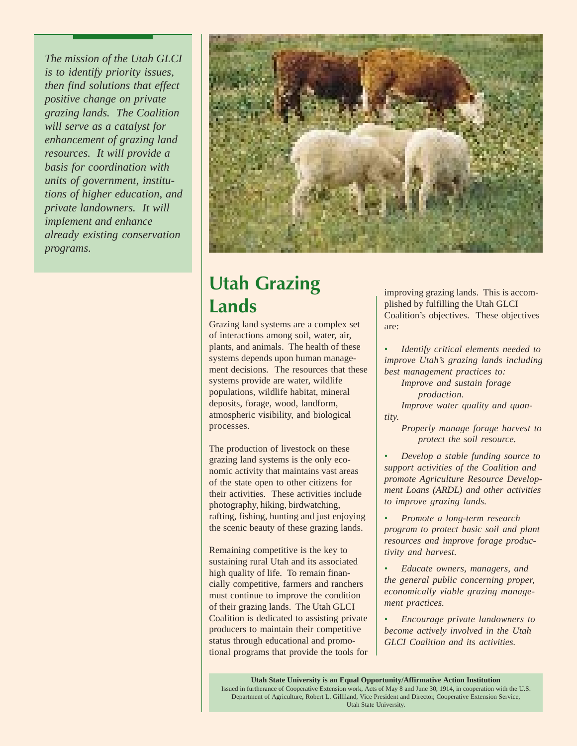*The mission of the Utah GLCI is to identify priority issues, then find solutions that effect positive change on private grazing lands. The Coalition will serve as a catalyst for enhancement of grazing land resources. It will provide a basis for coordination with units of government, institutions of higher education, and private landowners. It will implement and enhance already existing conservation programs.*

## Utah Grazing Lands

Grazing land systems are a complex set of interactions among soil, water, air, plants, and animals. The health of these systems depends upon human management decisions. The resources that these systems provide are water, wildlife populations, wildlife habitat, mineral deposits, forage, wood, landform, atmospheric visibility, and biological processes.

The production of livestock on these grazing land systems is the only economic activity that maintains vast areas of the state open to other citizens for their activities. These activities include photography, hiking, birdwatching, rafting, fishing, hunting and just enjoying the scenic beauty of these grazing lands.

Remaining competitive is the key to sustaining rural Utah and its associated high quality of life. To remain financially competitive, farmers and ranchers must continue to improve the condition of their grazing lands. The Utah GLCI Coalition is dedicated to assisting private producers to maintain their competitive status through educational and promotional programs that provide the tools for improving grazing lands. This is accomplished by fulfilling the Utah GLCI Coalition's objectives. These objectives are:

- *Identify critical elements needed to improve Utah's grazing lands including best management practices to:*
  - *Improve and sustain forage production.*
  - *Improve water quality and quantity.*
  - *Properly manage forage harvest to protect the soil resource.*
- *Develop a stable funding source to support activities of the Coalition and promote Agriculture Resource Development Loans (ARDL) and other activities to improve grazing lands.*
- *Promote a long-term research program to protect basic soil and plant resources and improve forage productivity and harvest.*
- *Educate owners, managers, and the general public concerning proper, economically viable grazing management practices.*
- *Encourage private landowners to become actively involved in the Utah GLCI Coalition and its activities.*

**Utah State University is an Equal Opportunity/Affirmative Action Institution**
Issued in furtherance of Cooperative Extension work, Acts of May 8 and June 30, 1914, in cooperation with the U.S. Department of Agriculture, Robert L. Gilliland, Vice President and Director, Cooperative Extension Service, Utah State University.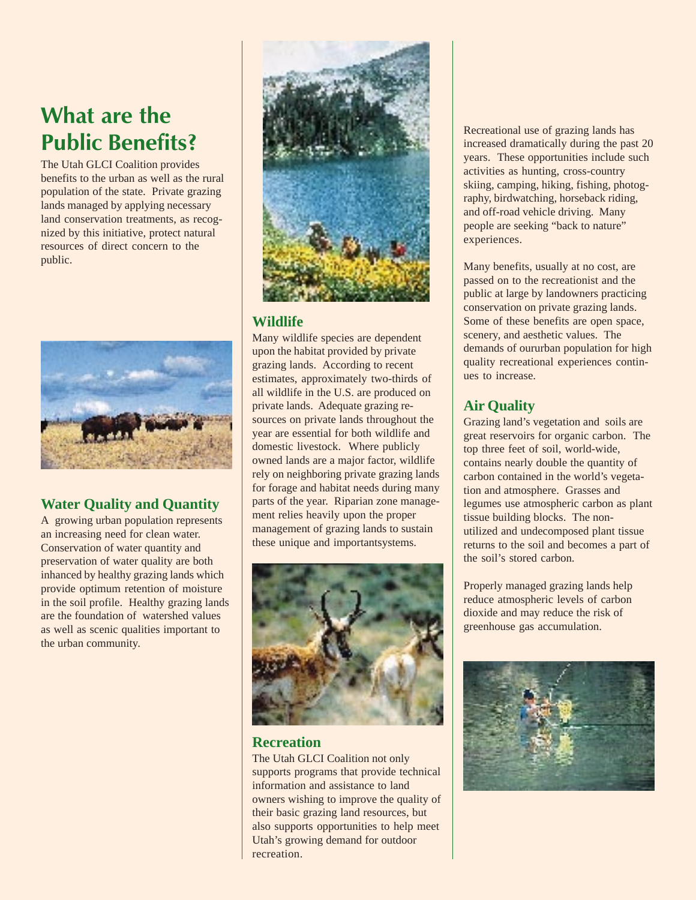# What are the Public Benefits?

The Utah GLCI Coalition provides benefits to the urban as well as the rural population of the state. Private grazing lands managed by applying necessary land conservation treatments, as recognized by this initiative, protect natural resources of direct concern to the public.

## Water Quality and Quantity

A growing urban population represents an increasing need for clean water. Conservation of water quantity and preservation of water quality are both inhanced by healthy grazing lands which provide optimum retention of moisture in the soil profile. Healthy grazing lands are the foundation of watershed values as well as scenic qualities important to the urban community.

## Wildlife

Many wildlife species are dependent upon the habitat provided by private grazing lands. According to recent estimates, approximately two-thirds of all wildlife in the U.S. are produced on private lands. Adequate grazing resources on private lands throughout the year are essential for both wildlife and domestic livestock. Where publicly owned lands are a major factor, wildlife rely on neighboring private grazing lands for forage and habitat needs during many parts of the year. Riparian zone management relies heavily upon the proper management of grazing lands to sustain these unique and importantsystems.

## Recreation

The Utah GLCI Coalition not only supports programs that provide technical information and assistance to land owners wishing to improve the quality of their basic grazing land resources, but also supports opportunities to help meet Utah's growing demand for outdoor recreation.

Recreational use of grazing lands has increased dramatically during the past 20 years. These opportunities include such activities as hunting, cross-country skiing, camping, hiking, fishing, photography, birdwatching, horseback riding, and off-road vehicle driving. Many people are seeking "back to nature" experiences.

Many benefits, usually at no cost, are passed on to the recreationist and the public at large by landowners practicing conservation on private grazing lands. Some of these benefits are open space, scenery, and aesthetic values. The demands of oururban population for high quality recreational experiences continues to increase.

## Air Quality

Grazing land's vegetation and soils are great reservoirs for organic carbon. The top three feet of soil, world-wide, contains nearly double the quantity of carbon contained in the world's vegetation and atmosphere. Grasses and legumes use atmospheric carbon as plant tissue building blocks. The non-utilized and undecomposed plant tissue returns to the soil and becomes a part of the soil's stored carbon.

Properly managed grazing lands help reduce atmospheric levels of carbon dioxide and may reduce the risk of greenhouse gas accumulation.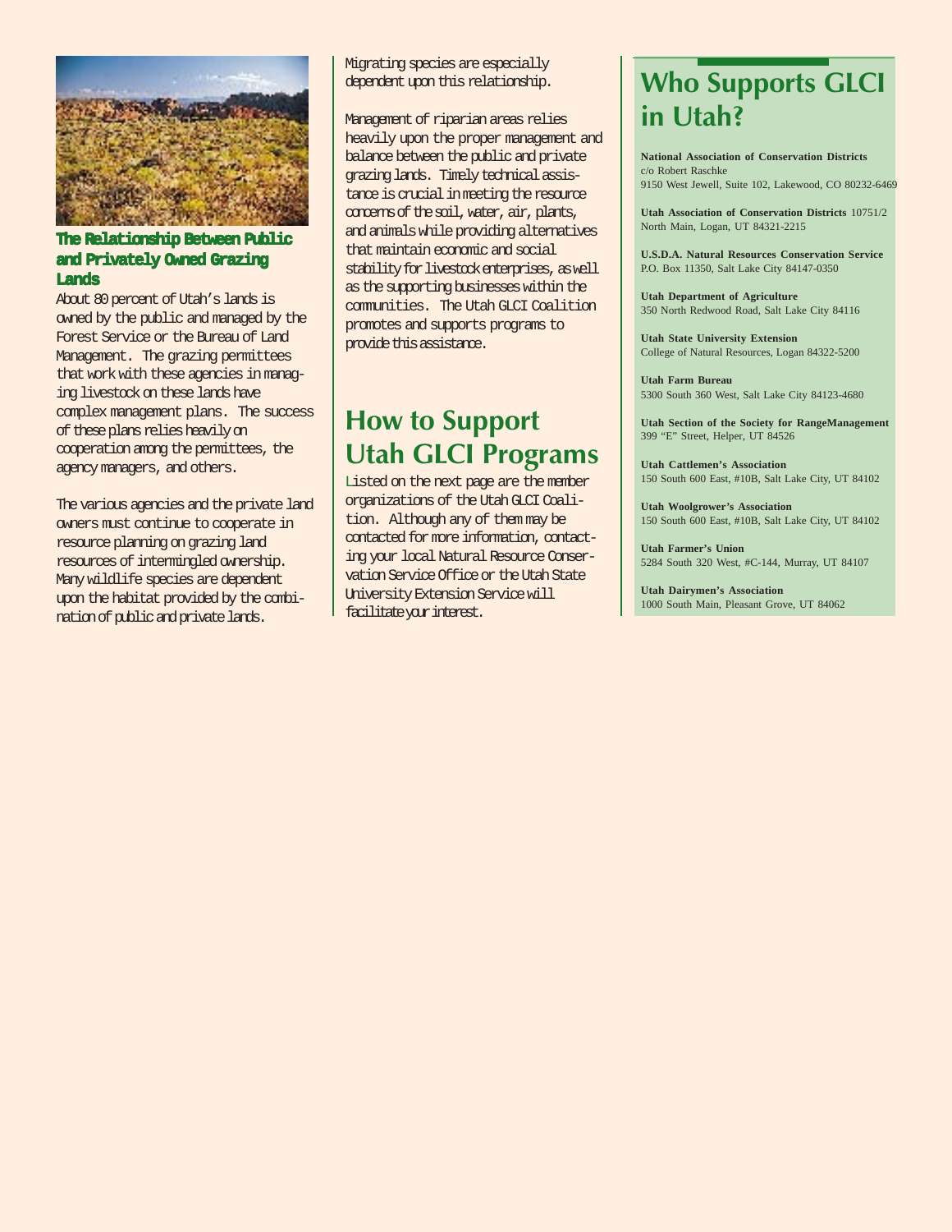### The Relationship Between Public and Privately Owned Grazing Lands

About 80 percent of Utah's lands is owned by the public and managed by the Forest Service or the Bureau of Land Management. The grazing permittees that work with these agencies in managing livestock on these lands have complex management plans. The success of these plans relies heavily on cooperation among the permittees, the agency managers, and others.

The various agencies and the private land owners must continue to cooperate in resource planning on grazing land resources of intermingled ownership. Many wildlife species are dependent upon the habitat provided by the combination of public and private lands. Migrating species are especially dependent upon this relationship.

Management of riparian areas relies heavily upon the proper management and balance between the public and private grazing lands. Timely technical assistance is crucial in meeting the resource concerns of the soil, water, air, plants, and animals while providing alternatives that maintain economic and social stability for livestock enterprises, as well as the supporting businesses within the communities. The Utah GLCI Coalition promotes and supports programs to provide this assistance.

## How to Support Utah GLCI Programs

Listed on the next page are the member organizations of the Utah GLCI Coalition. Although any of them may be contacted for more information, contacting your local Natural Resource Conservation Service Office or the Utah State University Extension Service will facilitate your interest.

## Who Supports GLCI in Utah?

**National Association of Conservation Districts**
c/o Robert Raschke
9150 West Jewell, Suite 102, Lakewood, CO 80232-6469

**Utah Association of Conservation Districts** 10751/2 North Main, Logan, UT 84321-2215

**U.S.D.A. Natural Resources Conservation Service**
P.O. Box 11350, Salt Lake City 84147-0350

**Utah Department of Agriculture**
350 North Redwood Road, Salt Lake City 84116

**Utah State University Extension**
College of Natural Resources, Logan 84322-5200

**Utah Farm Bureau**
5300 South 360 West, Salt Lake City 84123-4680

**Utah Section of the Society for RangeManagement**
399 "E" Street, Helper, UT 84526

**Utah Cattlemen's Association**
150 South 600 East, #10B, Salt Lake City, UT 84102

**Utah Woolgrower's Association**
150 South 600 East, #10B, Salt Lake City, UT 84102

**Utah Farmer's Union**
5284 South 320 West, #C-144, Murray, UT 84107

**Utah Dairymen's Association**
1000 South Main, Pleasant Grove, UT 84062